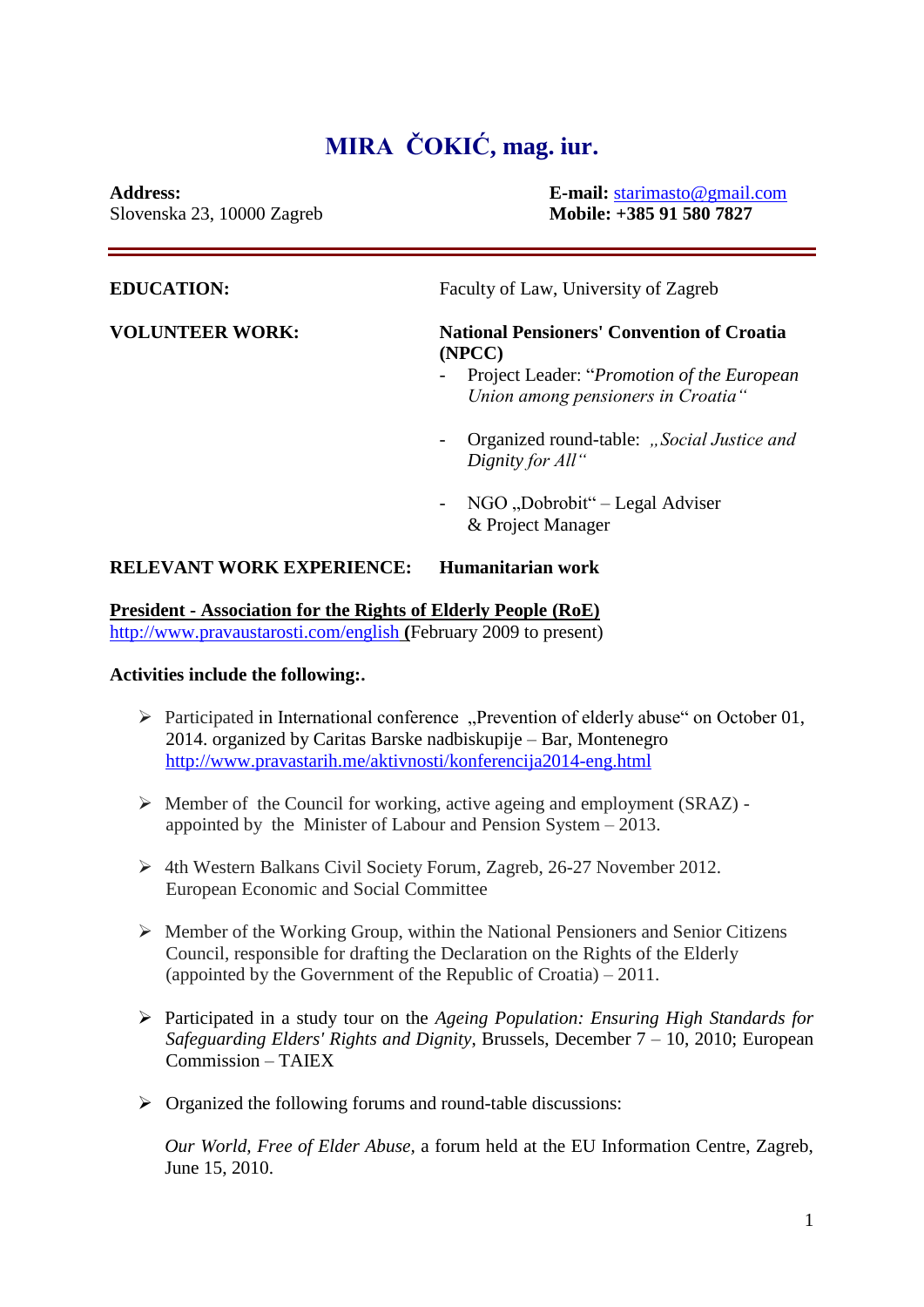# MIRA ČOKIĆ, mag. iur.

**Address:**
Slovenska 23, 10000 Zagreb

**E-mail:** starimasto@gmail.com
**Mobile: +385 91 580 7827**

---

**EDUCATION:** Faculty of Law, University of Zagreb

**VOLUNTEER WORK:** **National Pensioners' Convention of Croatia (NPCC)**

- Project Leader: "*Promotion of the European Union among pensioners in Croatia*"
- Organized round-table: *„Social Justice and Dignity for All"*
- NGO „Dobrobit" – Legal Adviser & Project Manager

**RELEVANT WORK EXPERIENCE:** **Humanitarian work**

**President - Association for the Rights of Elderly People (RoE)**
http://www.pravaustarosti.com/english (February 2009 to present)

**Activities include the following:.**

- Participated in International conference „Prevention of elderly abuse" on October 01, 2014. organized by Caritas Barske nadbiskupije – Bar, Montenegro http://www.pravastarih.me/aktivnosti/konferencija2014-eng.html

- Member of the Council for working, active ageing and employment (SRAZ) - appointed by the Minister of Labour and Pension System – 2013.

- 4th Western Balkans Civil Society Forum, Zagreb, 26-27 November 2012. European Economic and Social Committee

- Member of the Working Group, within the National Pensioners and Senior Citizens Council, responsible for drafting the Declaration on the Rights of the Elderly (appointed by the Government of the Republic of Croatia) – 2011.

- Participated in a study tour on the *Ageing Population: Ensuring High Standards for Safeguarding Elders' Rights and Dignity*, Brussels, December 7 – 10, 2010; European Commission – TAIEX

- Organized the following forums and round-table discussions:

  *Our World, Free of Elder Abuse*, a forum held at the EU Information Centre, Zagreb, June 15, 2010.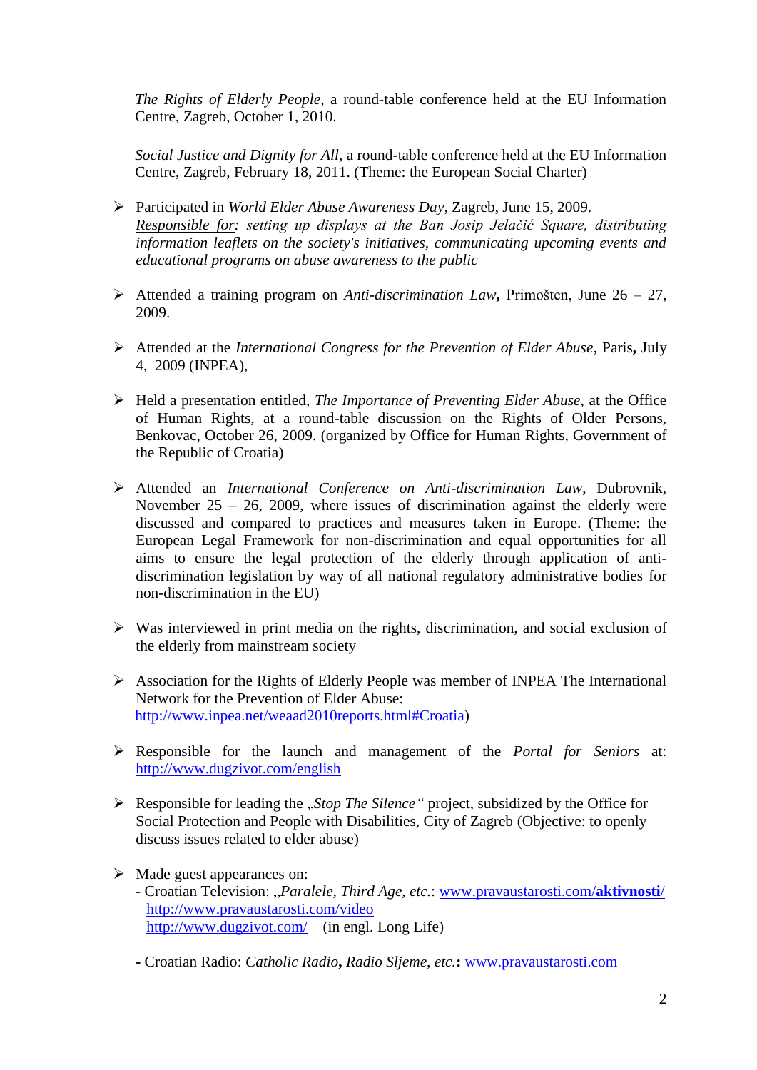*The Rights of Elderly People*, a round-table conference held at the EU Information Centre, Zagreb, October 1, 2010.

*Social Justice and Dignity for All*, a round-table conference held at the EU Information Centre, Zagreb, February 18, 2011. (Theme: the European Social Charter)

- Participated in *World Elder Abuse Awareness Day*, Zagreb, June 15, 2009.
  *Responsible for: setting up displays at the Ban Josip Jelačić Square, distributing information leaflets on the society's initiatives, communicating upcoming events and educational programs on abuse awareness to the public*

- Attended a training program on *Anti-discrimination Law*, Primošten, June 26 – 27, 2009.

- Attended at the *International Congress for the Prevention of Elder Abuse*, Paris, July 4, 2009 (INPEA),

- Held a presentation entitled, *The Importance of Preventing Elder Abuse*, at the Office of Human Rights, at a round-table discussion on the Rights of Older Persons, Benkovac, October 26, 2009. (organized by Office for Human Rights, Government of the Republic of Croatia)

- Attended an *International Conference on Anti-discrimination Law*, Dubrovnik, November 25 – 26, 2009, where issues of discrimination against the elderly were discussed and compared to practices and measures taken in Europe. (Theme: the European Legal Framework for non-discrimination and equal opportunities for all aims to ensure the legal protection of the elderly through application of anti-discrimination legislation by way of all national regulatory administrative bodies for non-discrimination in the EU)

- Was interviewed in print media on the rights, discrimination, and social exclusion of the elderly from mainstream society

- Association for the Rights of Elderly People was member of INPEA The International Network for the Prevention of Elder Abuse: http://www.inpea.net/weaad2010reports.html#Croatia)

- Responsible for the launch and management of the *Portal for Seniors* at: http://www.dugzivot.com/english

- Responsible for leading the „*Stop The Silence*“ project, subsidized by the Office for Social Protection and People with Disabilities, City of Zagreb (Objective: to openly discuss issues related to elder abuse)

- Made guest appearances on:
  - Croatian Television: „*Paralele, Third Age, etc.*: www.pravaustarosti.com/**aktivnosti**/
    http://www.pravaustarosti.com/video
    http://www.dugzivot.com/ (in engl. Long Life)

  - Croatian Radio: *Catholic Radio*, *Radio Sljeme, etc.*: www.pravaustarosti.com